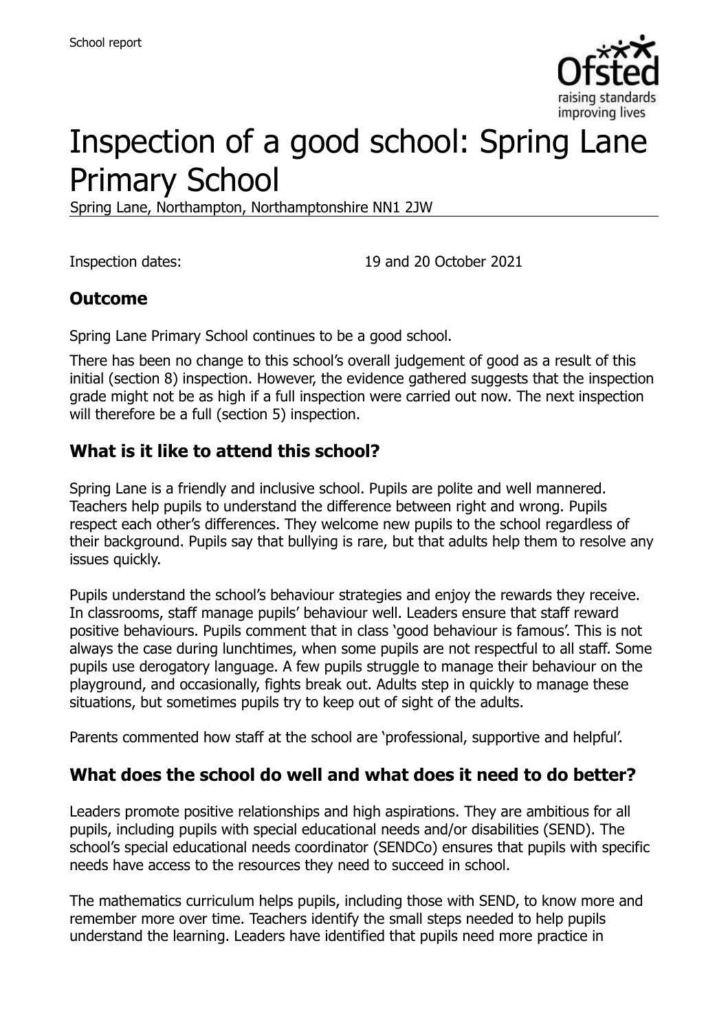School report

# Inspection of a good school: Spring Lane Primary School

Spring Lane, Northampton, Northamptonshire NN1 2JW

Inspection dates: 19 and 20 October 2021

## Outcome

Spring Lane Primary School continues to be a good school.

There has been no change to this school's overall judgement of good as a result of this initial (section 8) inspection. However, the evidence gathered suggests that the inspection grade might not be as high if a full inspection were carried out now. The next inspection will therefore be a full (section 5) inspection.

## What is it like to attend this school?

Spring Lane is a friendly and inclusive school. Pupils are polite and well mannered. Teachers help pupils to understand the difference between right and wrong. Pupils respect each other's differences. They welcome new pupils to the school regardless of their background. Pupils say that bullying is rare, but that adults help them to resolve any issues quickly.

Pupils understand the school's behaviour strategies and enjoy the rewards they receive. In classrooms, staff manage pupils' behaviour well. Leaders ensure that staff reward positive behaviours. Pupils comment that in class 'good behaviour is famous'. This is not always the case during lunchtimes, when some pupils are not respectful to all staff. Some pupils use derogatory language. A few pupils struggle to manage their behaviour on the playground, and occasionally, fights break out. Adults step in quickly to manage these situations, but sometimes pupils try to keep out of sight of the adults.

Parents commented how staff at the school are 'professional, supportive and helpful'.

## What does the school do well and what does it need to do better?

Leaders promote positive relationships and high aspirations. They are ambitious for all pupils, including pupils with special educational needs and/or disabilities (SEND). The school's special educational needs coordinator (SENDCo) ensures that pupils with specific needs have access to the resources they need to succeed in school.

The mathematics curriculum helps pupils, including those with SEND, to know more and remember more over time. Teachers identify the small steps needed to help pupils understand the learning. Leaders have identified that pupils need more practice in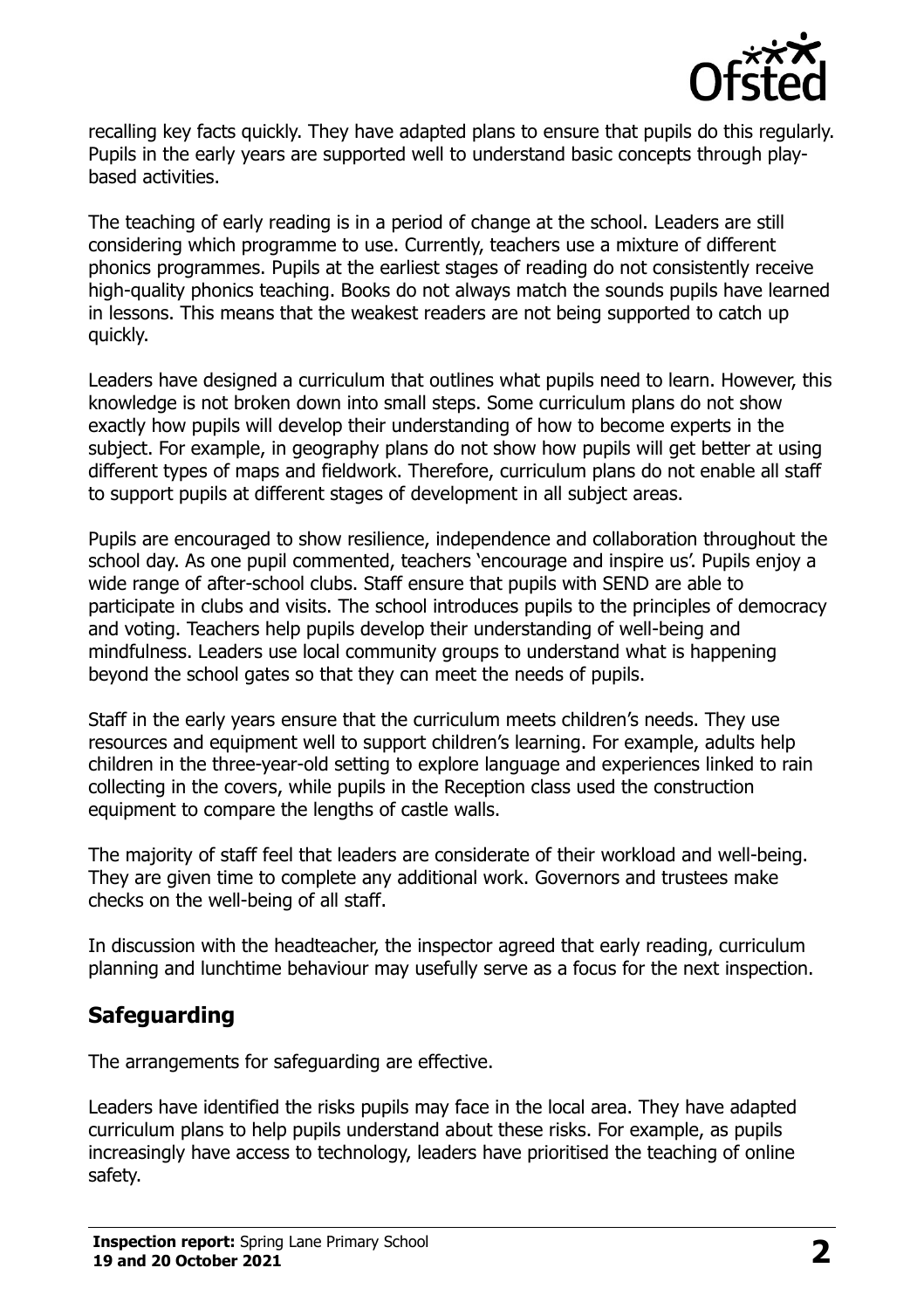recalling key facts quickly. They have adapted plans to ensure that pupils do this regularly. Pupils in the early years are supported well to understand basic concepts through play-based activities.

The teaching of early reading is in a period of change at the school. Leaders are still considering which programme to use. Currently, teachers use a mixture of different phonics programmes. Pupils at the earliest stages of reading do not consistently receive high-quality phonics teaching. Books do not always match the sounds pupils have learned in lessons. This means that the weakest readers are not being supported to catch up quickly.

Leaders have designed a curriculum that outlines what pupils need to learn. However, this knowledge is not broken down into small steps. Some curriculum plans do not show exactly how pupils will develop their understanding of how to become experts in the subject. For example, in geography plans do not show how pupils will get better at using different types of maps and fieldwork. Therefore, curriculum plans do not enable all staff to support pupils at different stages of development in all subject areas.

Pupils are encouraged to show resilience, independence and collaboration throughout the school day. As one pupil commented, teachers 'encourage and inspire us'. Pupils enjoy a wide range of after-school clubs. Staff ensure that pupils with SEND are able to participate in clubs and visits. The school introduces pupils to the principles of democracy and voting. Teachers help pupils develop their understanding of well-being and mindfulness. Leaders use local community groups to understand what is happening beyond the school gates so that they can meet the needs of pupils.

Staff in the early years ensure that the curriculum meets children's needs. They use resources and equipment well to support children's learning. For example, adults help children in the three-year-old setting to explore language and experiences linked to rain collecting in the covers, while pupils in the Reception class used the construction equipment to compare the lengths of castle walls.

The majority of staff feel that leaders are considerate of their workload and well-being. They are given time to complete any additional work. Governors and trustees make checks on the well-being of all staff.

In discussion with the headteacher, the inspector agreed that early reading, curriculum planning and lunchtime behaviour may usefully serve as a focus for the next inspection.

## Safeguarding

The arrangements for safeguarding are effective.

Leaders have identified the risks pupils may face in the local area. They have adapted curriculum plans to help pupils understand about these risks. For example, as pupils increasingly have access to technology, leaders have prioritised the teaching of online safety.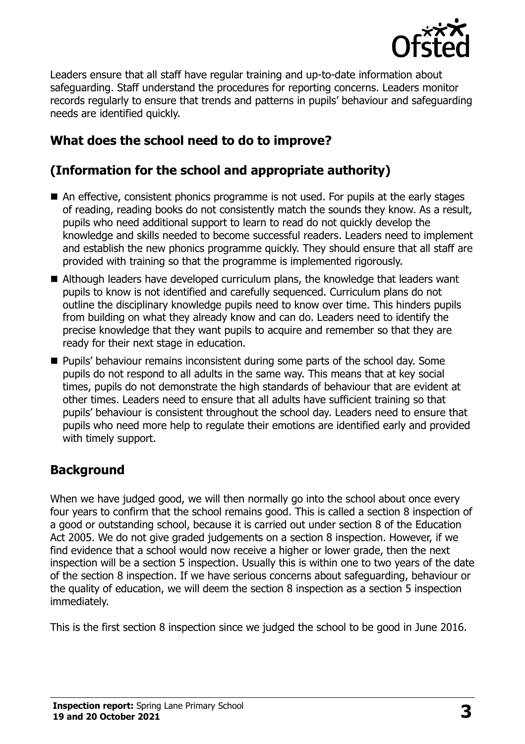Leaders ensure that all staff have regular training and up-to-date information about safeguarding. Staff understand the procedures for reporting concerns. Leaders monitor records regularly to ensure that trends and patterns in pupils' behaviour and safeguarding needs are identified quickly.

## What does the school need to do to improve?

## (Information for the school and appropriate authority)

- An effective, consistent phonics programme is not used. For pupils at the early stages of reading, reading books do not consistently match the sounds they know. As a result, pupils who need additional support to learn to read do not quickly develop the knowledge and skills needed to become successful readers. Leaders need to implement and establish the new phonics programme quickly. They should ensure that all staff are provided with training so that the programme is implemented rigorously.
- Although leaders have developed curriculum plans, the knowledge that leaders want pupils to know is not identified and carefully sequenced. Curriculum plans do not outline the disciplinary knowledge pupils need to know over time. This hinders pupils from building on what they already know and can do. Leaders need to identify the precise knowledge that they want pupils to acquire and remember so that they are ready for their next stage in education.
- Pupils' behaviour remains inconsistent during some parts of the school day. Some pupils do not respond to all adults in the same way. This means that at key social times, pupils do not demonstrate the high standards of behaviour that are evident at other times. Leaders need to ensure that all adults have sufficient training so that pupils' behaviour is consistent throughout the school day. Leaders need to ensure that pupils who need more help to regulate their emotions are identified early and provided with timely support.

## Background

When we have judged good, we will then normally go into the school about once every four years to confirm that the school remains good. This is called a section 8 inspection of a good or outstanding school, because it is carried out under section 8 of the Education Act 2005. We do not give graded judgements on a section 8 inspection. However, if we find evidence that a school would now receive a higher or lower grade, then the next inspection will be a section 5 inspection. Usually this is within one to two years of the date of the section 8 inspection. If we have serious concerns about safeguarding, behaviour or the quality of education, we will deem the section 8 inspection as a section 5 inspection immediately.

This is the first section 8 inspection since we judged the school to be good in June 2016.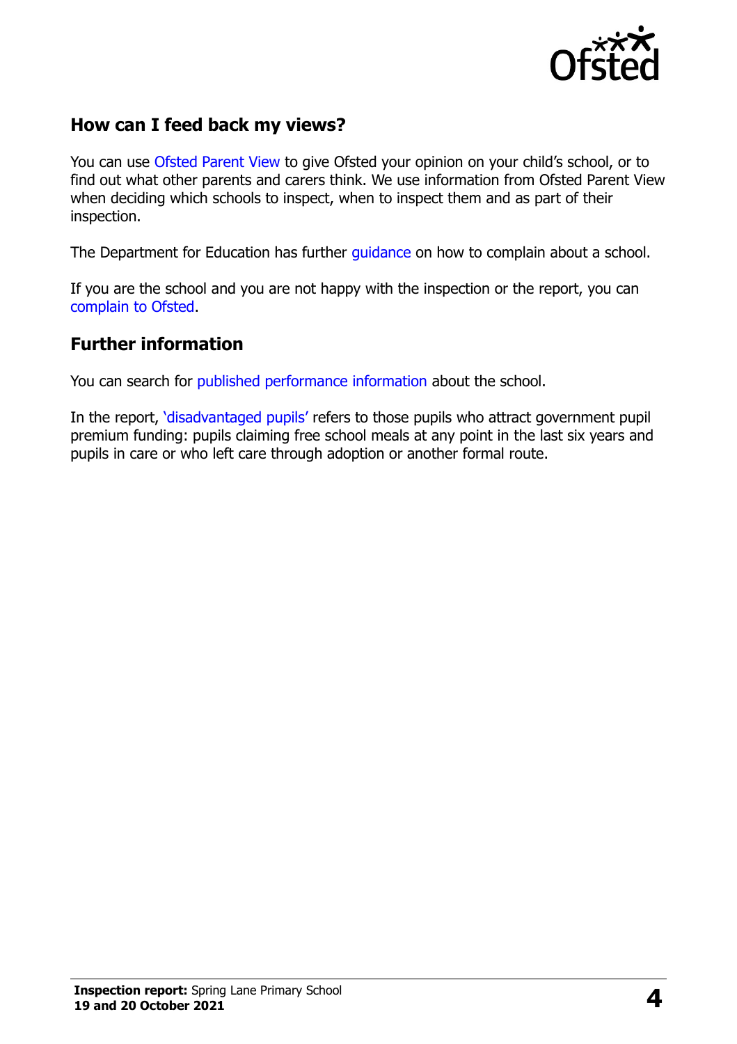## How can I feed back my views?

You can use Ofsted Parent View to give Ofsted your opinion on your child's school, or to find out what other parents and carers think. We use information from Ofsted Parent View when deciding which schools to inspect, when to inspect them and as part of their inspection.

The Department for Education has further guidance on how to complain about a school.

If you are the school and you are not happy with the inspection or the report, you can complain to Ofsted.

## Further information

You can search for published performance information about the school.

In the report, 'disadvantaged pupils' refers to those pupils who attract government pupil premium funding: pupils claiming free school meals at any point in the last six years and pupils in care or who left care through adoption or another formal route.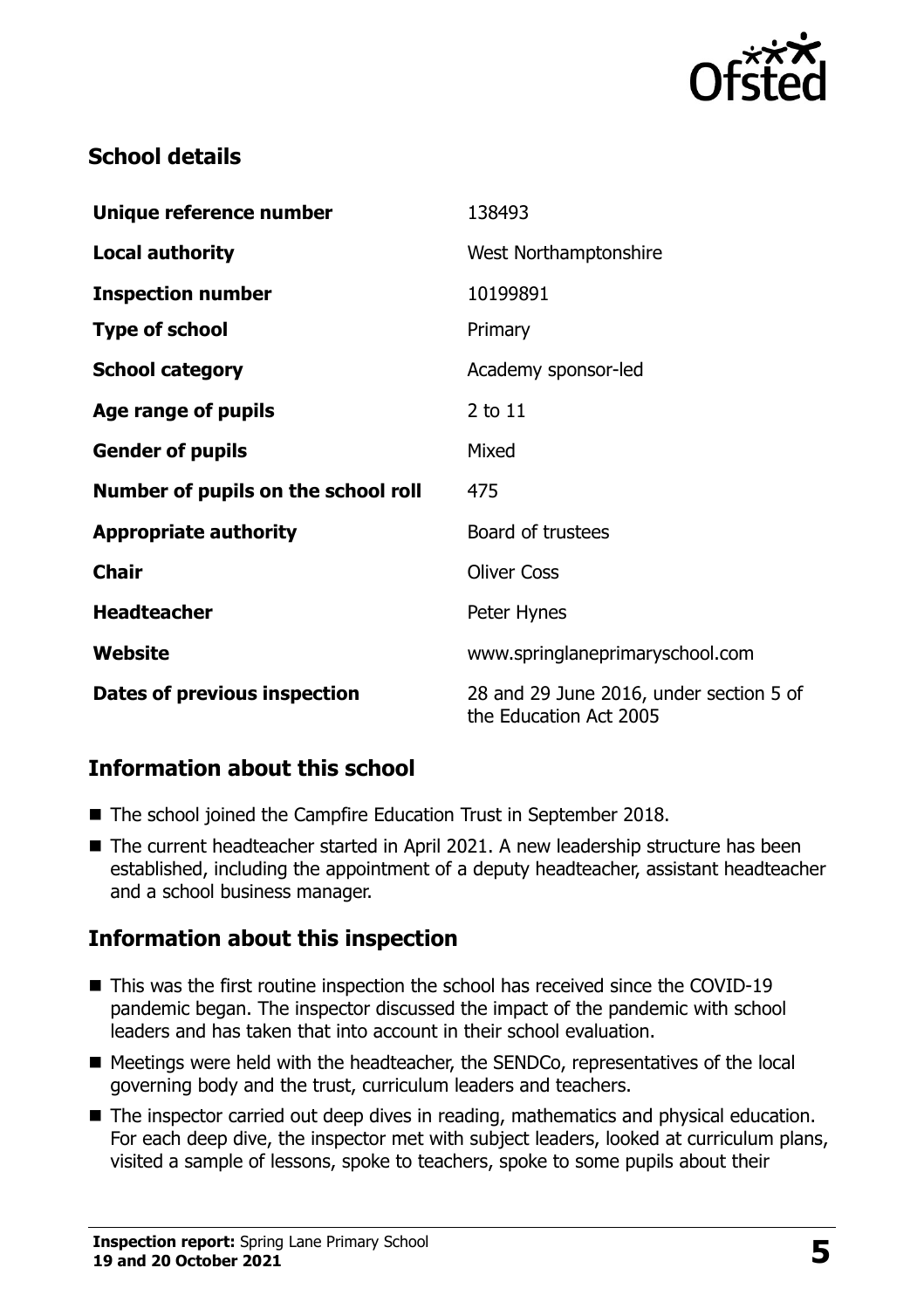## School details

| Unique reference number | 138493 |
| --- | --- |
| **Local authority** | West Northamptonshire |
| **Inspection number** | 10199891 |
| **Type of school** | Primary |
| **School category** | Academy sponsor-led |
| **Age range of pupils** | 2 to 11 |
| **Gender of pupils** | Mixed |
| **Number of pupils on the school roll** | 475 |
| **Appropriate authority** | Board of trustees |
| **Chair** | Oliver Coss |
| **Headteacher** | Peter Hynes |
| **Website** | www.springlaneprimaryschool.com |
| **Dates of previous inspection** | 28 and 29 June 2016, under section 5 of the Education Act 2005 |

## Information about this school

- The school joined the Campfire Education Trust in September 2018.
- The current headteacher started in April 2021. A new leadership structure has been established, including the appointment of a deputy headteacher, assistant headteacher and a school business manager.

## Information about this inspection

- This was the first routine inspection the school has received since the COVID-19 pandemic began. The inspector discussed the impact of the pandemic with school leaders and has taken that into account in their school evaluation.
- Meetings were held with the headteacher, the SENDCo, representatives of the local governing body and the trust, curriculum leaders and teachers.
- The inspector carried out deep dives in reading, mathematics and physical education. For each deep dive, the inspector met with subject leaders, looked at curriculum plans, visited a sample of lessons, spoke to teachers, spoke to some pupils about their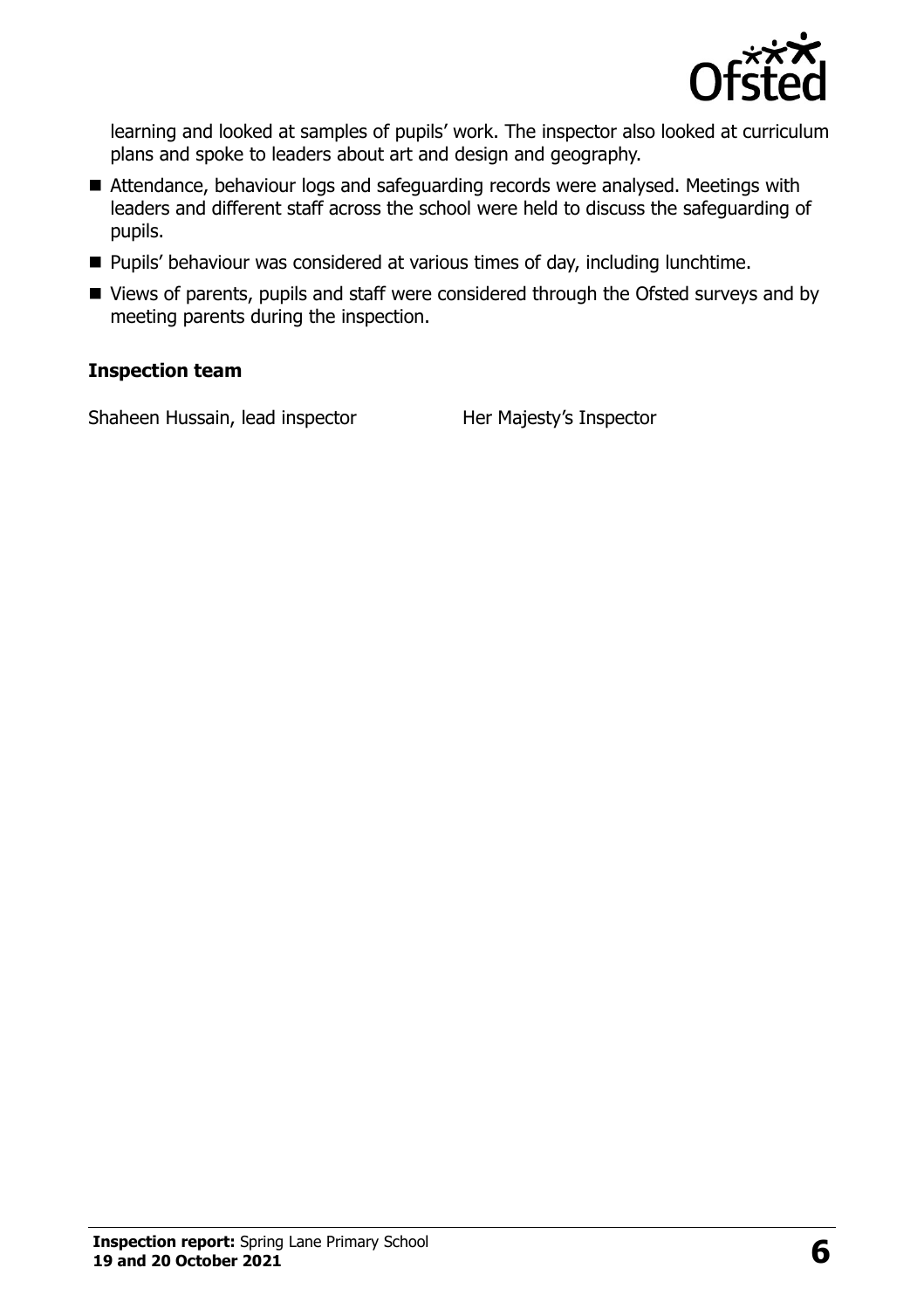learning and looked at samples of pupils' work. The inspector also looked at curriculum plans and spoke to leaders about art and design and geography.

- Attendance, behaviour logs and safeguarding records were analysed. Meetings with leaders and different staff across the school were held to discuss the safeguarding of pupils.
- Pupils' behaviour was considered at various times of day, including lunchtime.
- Views of parents, pupils and staff were considered through the Ofsted surveys and by meeting parents during the inspection.

### Inspection team

| | |
|---|---|
| Shaheen Hussain, lead inspector | Her Majesty's Inspector |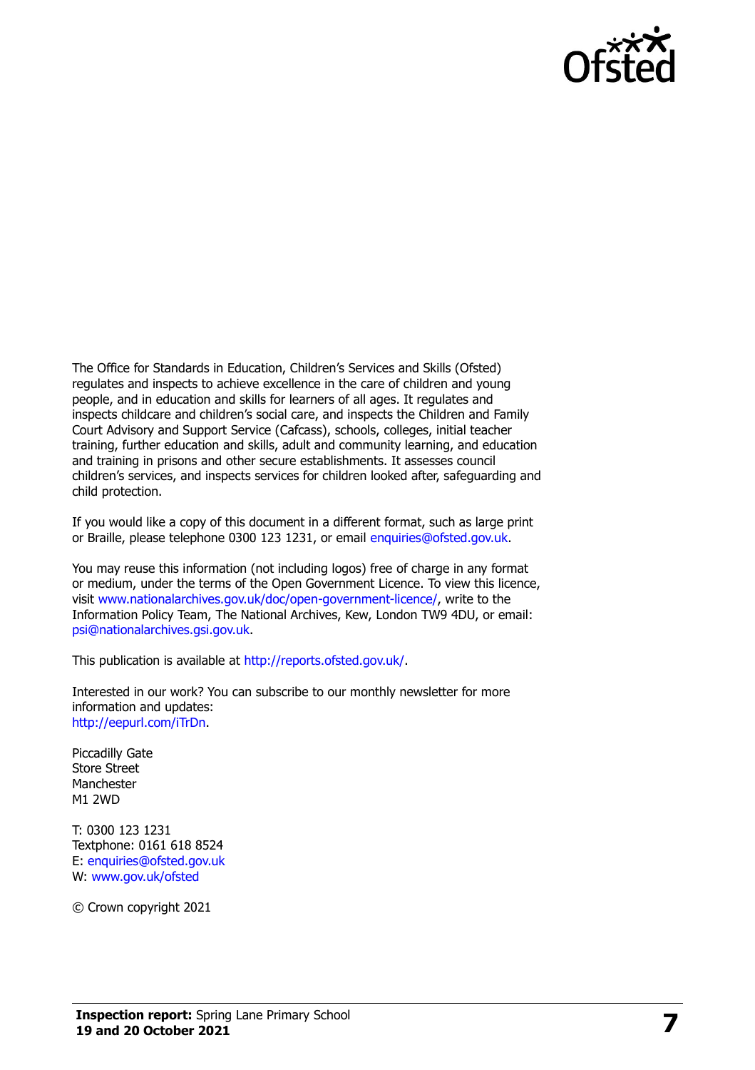The Office for Standards in Education, Children's Services and Skills (Ofsted) regulates and inspects to achieve excellence in the care of children and young people, and in education and skills for learners of all ages. It regulates and inspects childcare and children's social care, and inspects the Children and Family Court Advisory and Support Service (Cafcass), schools, colleges, initial teacher training, further education and skills, adult and community learning, and education and training in prisons and other secure establishments. It assesses council children's services, and inspects services for children looked after, safeguarding and child protection.

If you would like a copy of this document in a different format, such as large print or Braille, please telephone 0300 123 1231, or email enquiries@ofsted.gov.uk.

You may reuse this information (not including logos) free of charge in any format or medium, under the terms of the Open Government Licence. To view this licence, visit www.nationalarchives.gov.uk/doc/open-government-licence/, write to the Information Policy Team, The National Archives, Kew, London TW9 4DU, or email: psi@nationalarchives.gsi.gov.uk.

This publication is available at http://reports.ofsted.gov.uk/.

Interested in our work? You can subscribe to our monthly newsletter for more information and updates:
http://eepurl.com/iTrDn.

Piccadilly Gate
Store Street
Manchester
M1 2WD

T: 0300 123 1231
Textphone: 0161 618 8524
E: enquiries@ofsted.gov.uk
W: www.gov.uk/ofsted

© Crown copyright 2021